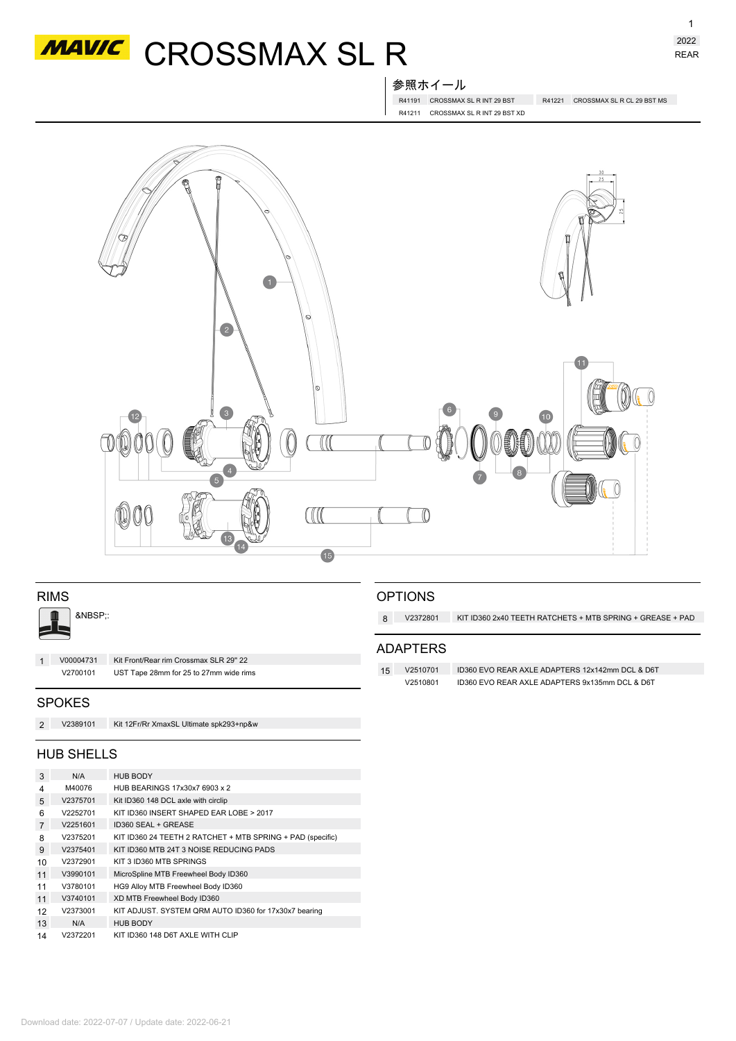# MAVIC CROSSMAX SL R

2022
REAR

## 参照ホイール

| | | | |
|---|---|---|---|
| R41191 | CROSSMAX SL R INT 29 BST | R41221 | CROSSMAX SL R CL 29 BST MS |
| R41211 | CROSSMAX SL R INT 29 BST XD | | |

## RIMS

&NBSP;:

| | | |
|---|---|---|
| 1 | V00004731 | Kit Front/Rear rim Crossmax SLR 29" 22 |
| | V2700101 | UST Tape 28mm for 25 to 27mm wide rims |

## SPOKES

| | | |
|---|---|---|
| 2 | V2389101 | Kit 12Fr/Rr XmaxSL Ultimate spk293+np&w |

## HUB SHELLS

| | | |
|---|---|---|
| 3 | N/A | HUB BODY |
| 4 | M40076 | HUB BEARINGS 17x30x7 6903 x 2 |
| 5 | V2375701 | Kit ID360 148 DCL axle with circlip |
| 6 | V2252701 | KIT ID360 INSERT SHAPED EAR LOBE > 2017 |
| 7 | V2251601 | ID360 SEAL + GREASE |
| 8 | V2375201 | KIT ID360 24 TEETH 2 RATCHET + MTB SPRING + PAD (specific) |
| 9 | V2375401 | KIT ID360 MTB 24T 3 NOISE REDUCING PADS |
| 10 | V2372901 | KIT 3 ID360 MTB SPRINGS |
| 11 | V3990101 | MicroSpline MTB Freewheel Body ID360 |
| 11 | V3780101 | HG9 Alloy MTB Freewheel Body ID360 |
| 11 | V3740101 | XD MTB Freewheel Body ID360 |
| 12 | V2373001 | KIT ADJUST. SYSTEM QRM AUTO ID360 for 17x30x7 bearing |
| 13 | N/A | HUB BODY |
| 14 | V2372201 | KIT ID360 148 D6T AXLE WITH CLIP |

## OPTIONS

| | | |
|---|---|---|
| 8 | V2372801 | KIT ID360 2x40 TEETH RATCHETS + MTB SPRING + GREASE + PAD |

## ADAPTERS

| | | |
|---|---|---|
| 15 | V2510701 | ID360 EVO REAR AXLE ADAPTERS 12x142mm DCL & D6T |
| | V2510801 | ID360 EVO REAR AXLE ADAPTERS 9x135mm DCL & D6T |

Download date: 2022-07-07 / Update date: 2022-06-21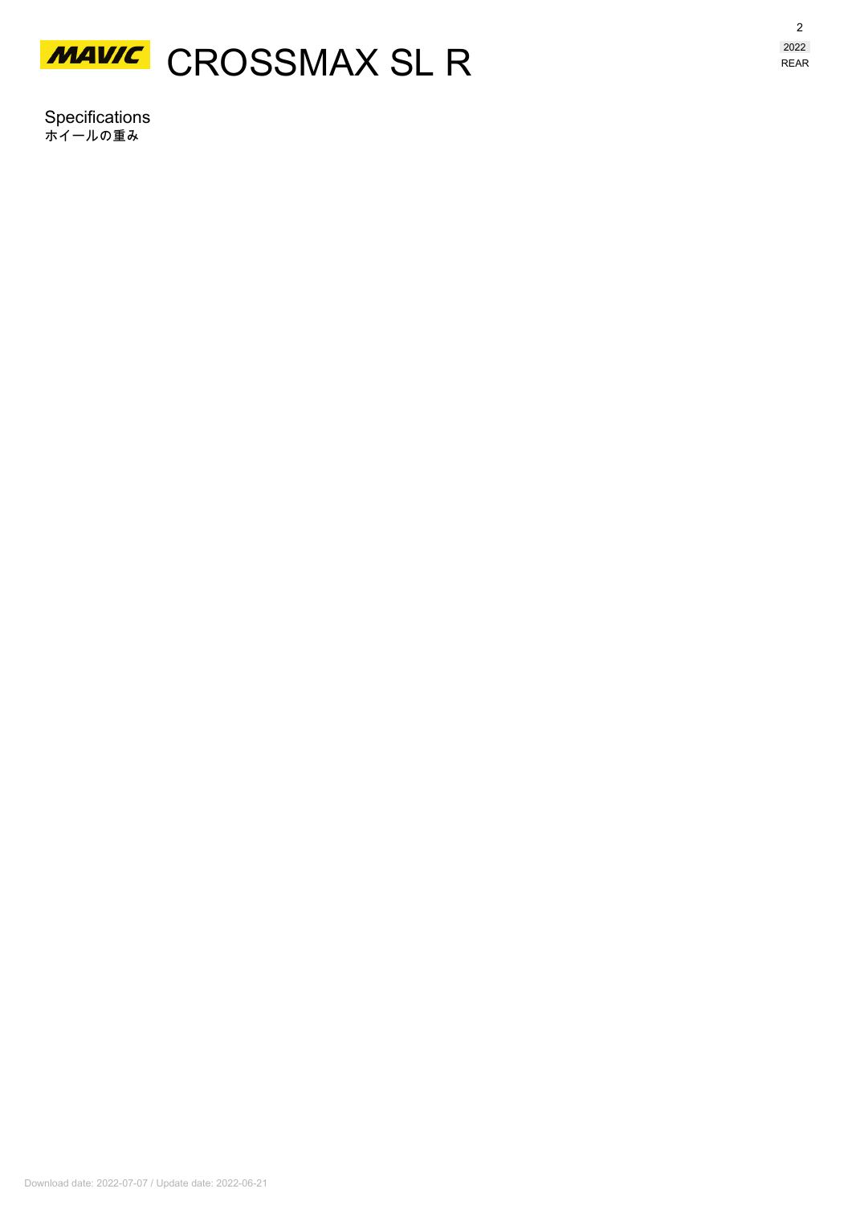# CROSSMAX SL R

2022

REAR

Specifications

ホイールの重み